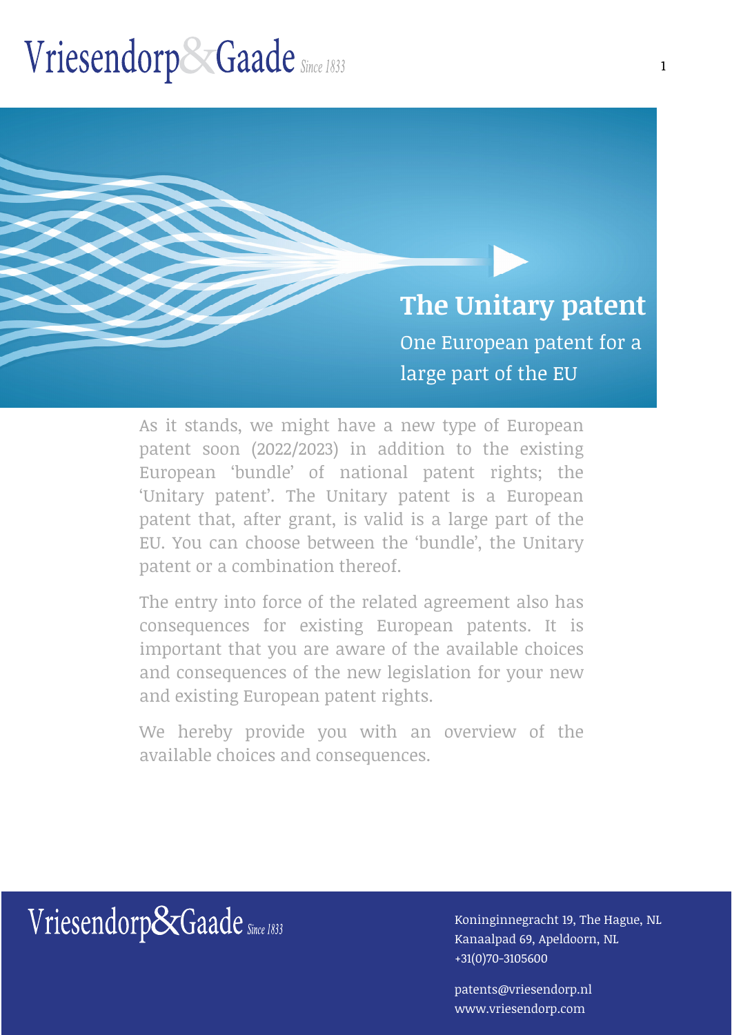# The Unitary patent

One European patent for a large part of the EU

As it stands, we might have a new type of European patent soon (2022/2023) in addition to the existing European 'bundle' of national patent rights; the 'Unitary patent'. The Unitary patent is a European patent that, after grant, is valid is a large part of the EU. You can choose between the 'bundle', the Unitary patent or a combination thereof.

The entry into force of the related agreement also has consequences for existing European patents. It is important that you are aware of the available choices and consequences of the new legislation for your new and existing European patent rights.

We hereby provide you with an overview of the available choices and consequences.

Vriesendorp&Gaade Since 1833

Koninginnegracht 19, The Hague, NL
Kanaalpad 69, Apeldoorn, NL
+31(0)70-3105600

patents@vriesendorp.nl
www.vriesendorp.com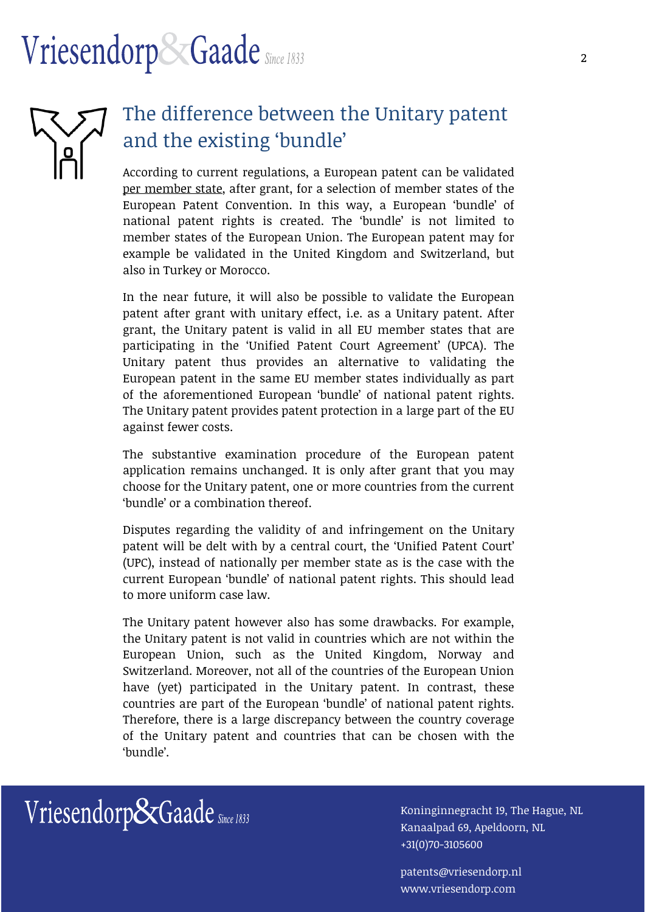## The difference between the Unitary patent and the existing 'bundle'

According to current regulations, a European patent can be validated per member state, after grant, for a selection of member states of the European Patent Convention. In this way, a European 'bundle' of national patent rights is created. The 'bundle' is not limited to member states of the European Union. The European patent may for example be validated in the United Kingdom and Switzerland, but also in Turkey or Morocco.

In the near future, it will also be possible to validate the European patent after grant with unitary effect, i.e. as a Unitary patent. After grant, the Unitary patent is valid in all EU member states that are participating in the 'Unified Patent Court Agreement' (UPCA). The Unitary patent thus provides an alternative to validating the European patent in the same EU member states individually as part of the aforementioned European 'bundle' of national patent rights. The Unitary patent provides patent protection in a large part of the EU against fewer costs.

The substantive examination procedure of the European patent application remains unchanged. It is only after grant that you may choose for the Unitary patent, one or more countries from the current 'bundle' or a combination thereof.

Disputes regarding the validity of and infringement on the Unitary patent will be delt with by a central court, the 'Unified Patent Court' (UPC), instead of nationally per member state as is the case with the current European 'bundle' of national patent rights. This should lead to more uniform case law.

The Unitary patent however also has some drawbacks. For example, the Unitary patent is not valid in countries which are not within the European Union, such as the United Kingdom, Norway and Switzerland. Moreover, not all of the countries of the European Union have (yet) participated in the Unitary patent. In contrast, these countries are part of the European 'bundle' of national patent rights. Therefore, there is a large discrepancy between the country coverage of the Unitary patent and countries that can be chosen with the 'bundle'.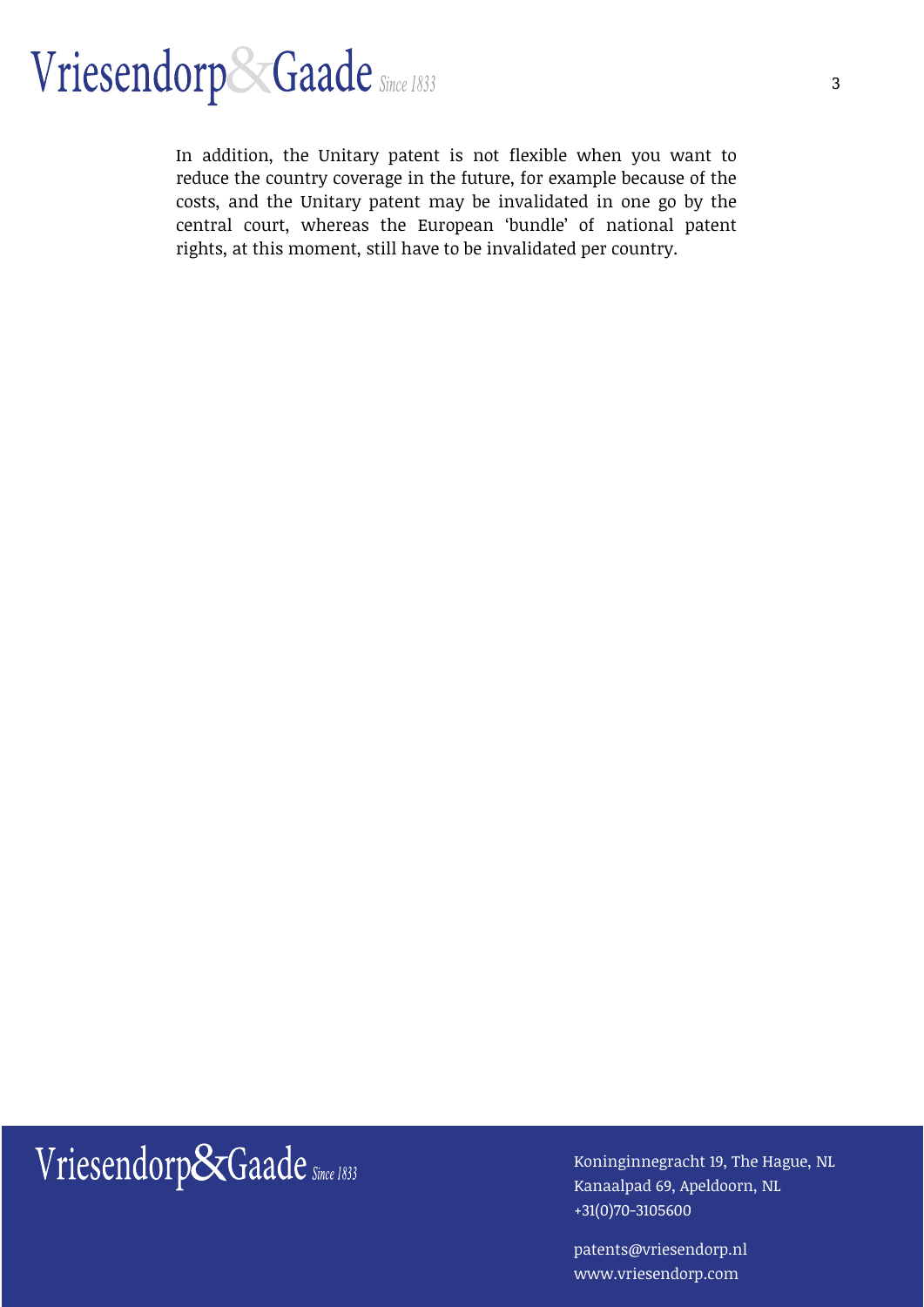In addition, the Unitary patent is not flexible when you want to reduce the country coverage in the future, for example because of the costs, and the Unitary patent may be invalidated in one go by the central court, whereas the European 'bundle' of national patent rights, at this moment, still have to be invalidated per country.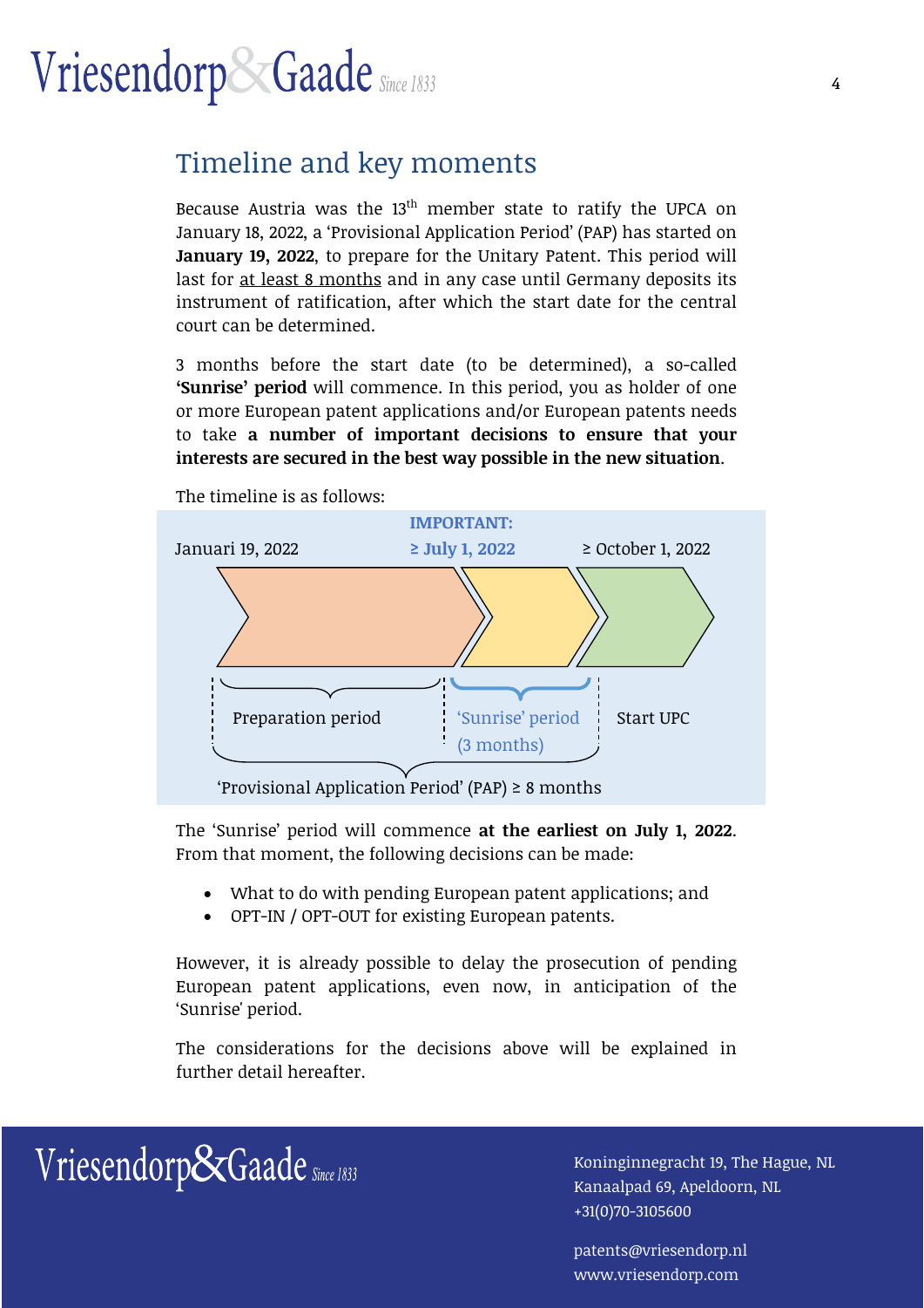## Timeline and key moments

Because Austria was the 13th member state to ratify the UPCA on January 18, 2022, a 'Provisional Application Period' (PAP) has started on **January 19, 2022**, to prepare for the Unitary Patent. This period will last for at least 8 months and in any case until Germany deposits its instrument of ratification, after which the start date for the central court can be determined.

3 months before the start date (to be determined), a so-called **'Sunrise' period** will commence. In this period, you as holder of one or more European patent applications and/or European patents needs to take **a number of important decisions to ensure that your interests are secured in the best way possible in the new situation**.

The timeline is as follows:

Januari 19, 2022 | **IMPORTANT: ≥ July 1, 2022** | ≥ October 1, 2022

Preparation period | 'Sunrise' period (3 months) | Start UPC

'Provisional Application Period' (PAP) ≥ 8 months

The 'Sunrise' period will commence **at the earliest on July 1, 2022**. From that moment, the following decisions can be made:

- What to do with pending European patent applications; and
- OPT-IN / OPT-OUT for existing European patents.

However, it is already possible to delay the prosecution of pending European patent applications, even now, in anticipation of the 'Sunrise' period.

The considerations for the decisions above will be explained in further detail hereafter.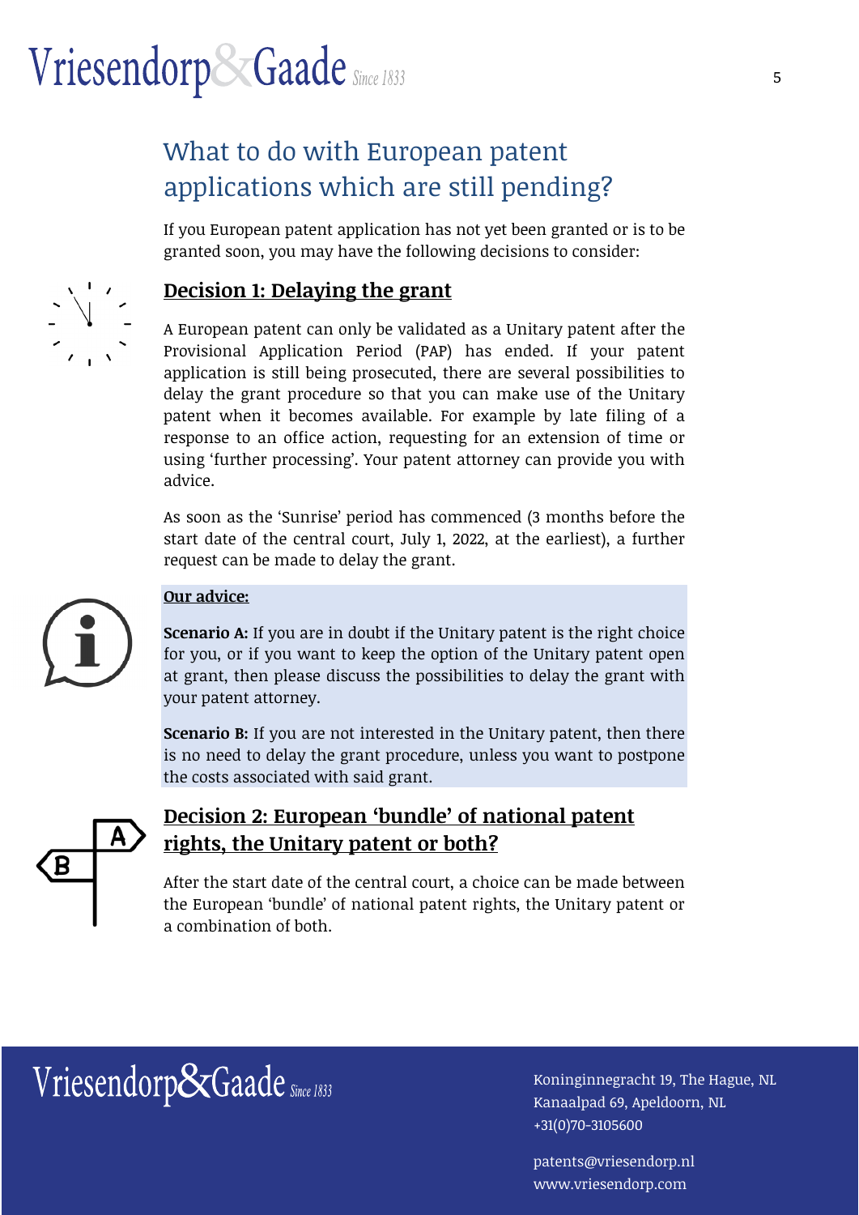## What to do with European patent applications which are still pending?

If you European patent application has not yet been granted or is to be granted soon, you may have the following decisions to consider:

### **Decision 1: Delaying the grant**

A European patent can only be validated as a Unitary patent after the Provisional Application Period (PAP) has ended. If your patent application is still being prosecuted, there are several possibilities to delay the grant procedure so that you can make use of the Unitary patent when it becomes available. For example by late filing of a response to an office action, requesting for an extension of time or using 'further processing'. Your patent attorney can provide you with advice.

As soon as the 'Sunrise' period has commenced (3 months before the start date of the central court, July 1, 2022, at the earliest), a further request can be made to delay the grant.

**Our advice:**

**Scenario A:** If you are in doubt if the Unitary patent is the right choice for you, or if you want to keep the option of the Unitary patent open at grant, then please discuss the possibilities to delay the grant with your patent attorney.

**Scenario B:** If you are not interested in the Unitary patent, then there is no need to delay the grant procedure, unless you want to postpone the costs associated with said grant.

### **Decision 2: European 'bundle' of national patent rights, the Unitary patent or both?**

After the start date of the central court, a choice can be made between the European 'bundle' of national patent rights, the Unitary patent or a combination of both.

Vriesendorp&Gaade Since 1833

Koninginnegracht 19, The Hague, NL
Kanaalpad 69, Apeldoorn, NL
+31(0)70-3105600

patents@vriesendorp.nl
www.vriesendorp.com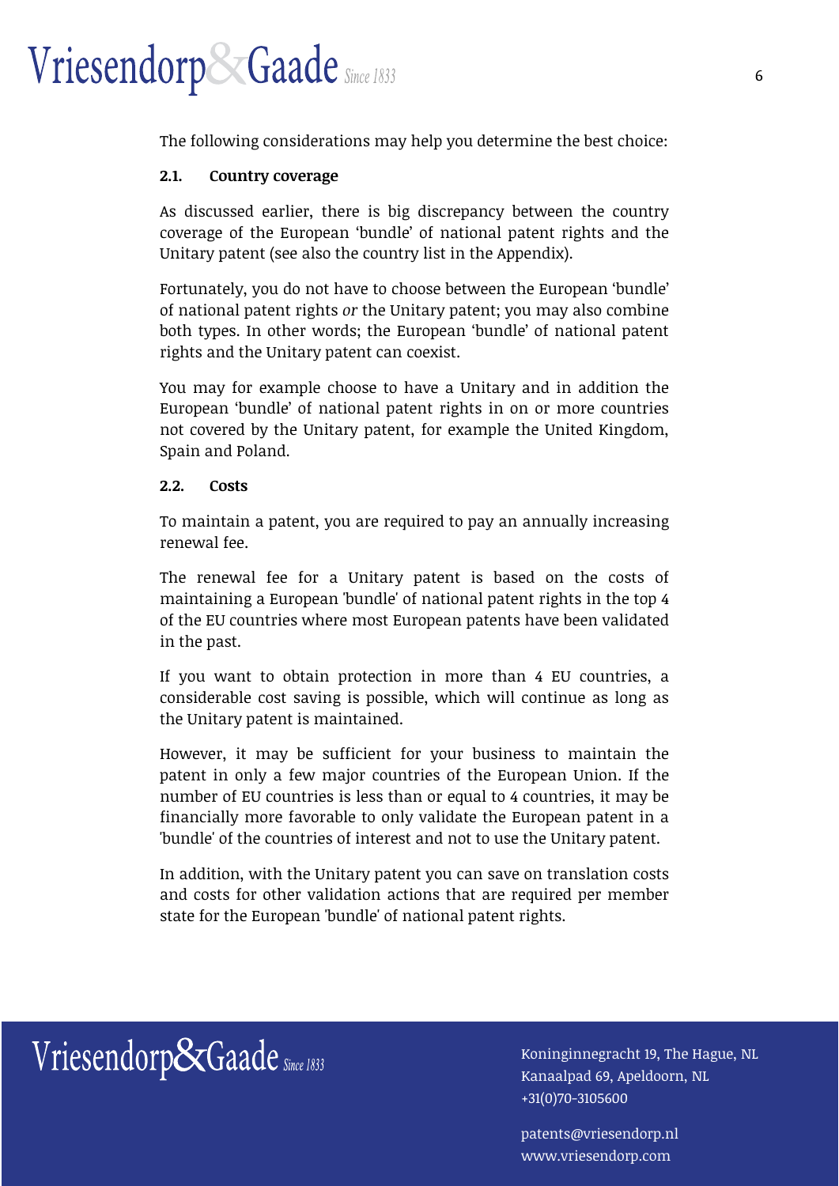The following considerations may help you determine the best choice:

### 2.1. Country coverage

As discussed earlier, there is big discrepancy between the country coverage of the European 'bundle' of national patent rights and the Unitary patent (see also the country list in the Appendix).

Fortunately, you do not have to choose between the European 'bundle' of national patent rights *or* the Unitary patent; you may also combine both types. In other words; the European 'bundle' of national patent rights and the Unitary patent can coexist.

You may for example choose to have a Unitary and in addition the European 'bundle' of national patent rights in on or more countries not covered by the Unitary patent, for example the United Kingdom, Spain and Poland.

### 2.2. Costs

To maintain a patent, you are required to pay an annually increasing renewal fee.

The renewal fee for a Unitary patent is based on the costs of maintaining a European 'bundle' of national patent rights in the top 4 of the EU countries where most European patents have been validated in the past.

If you want to obtain protection in more than 4 EU countries, a considerable cost saving is possible, which will continue as long as the Unitary patent is maintained.

However, it may be sufficient for your business to maintain the patent in only a few major countries of the European Union. If the number of EU countries is less than or equal to 4 countries, it may be financially more favorable to only validate the European patent in a 'bundle' of the countries of interest and not to use the Unitary patent.

In addition, with the Unitary patent you can save on translation costs and costs for other validation actions that are required per member state for the European 'bundle' of national patent rights.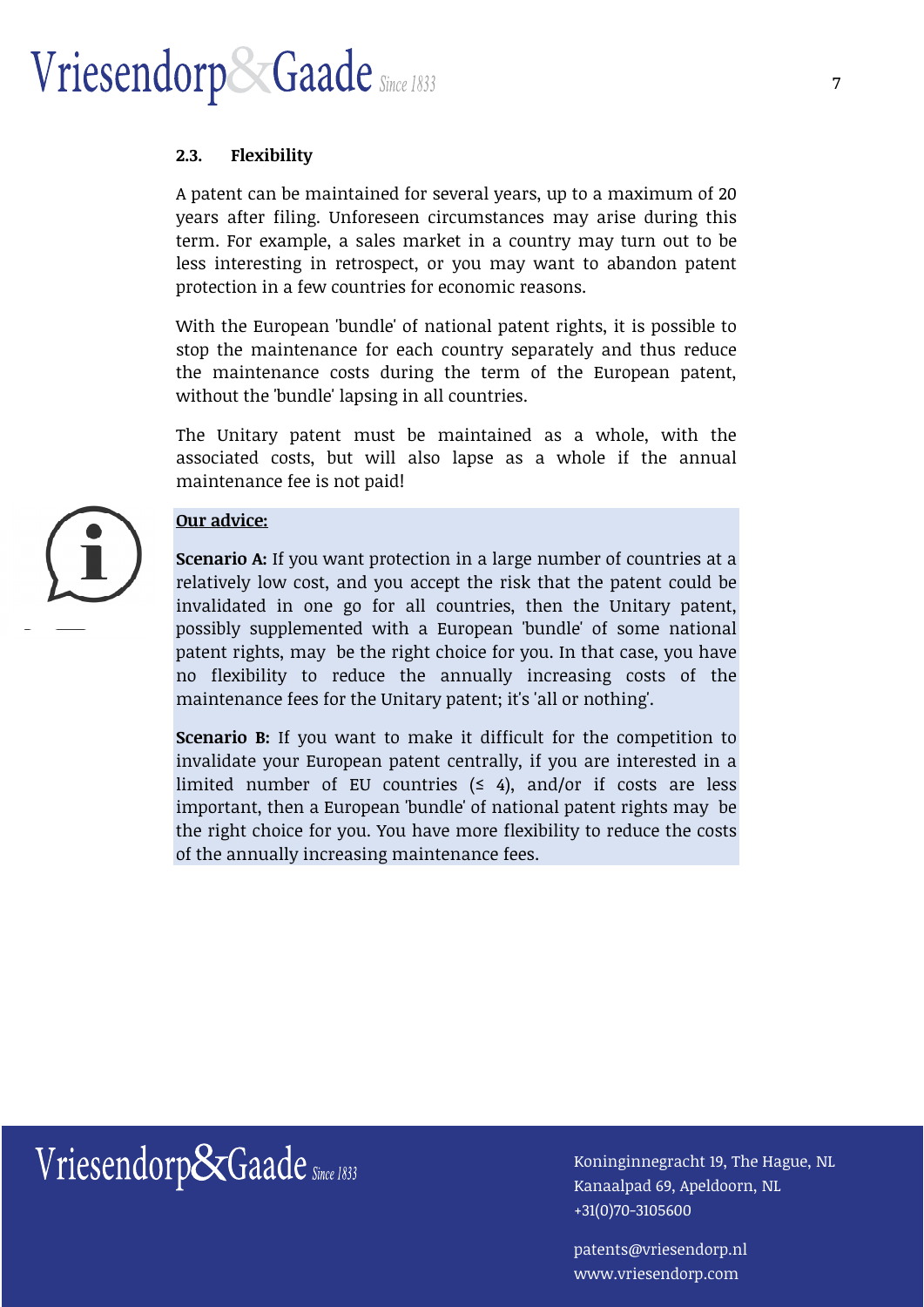### 2.3. Flexibility

A patent can be maintained for several years, up to a maximum of 20 years after filing. Unforeseen circumstances may arise during this term. For example, a sales market in a country may turn out to be less interesting in retrospect, or you may want to abandon patent protection in a few countries for economic reasons.

With the European 'bundle' of national patent rights, it is possible to stop the maintenance for each country separately and thus reduce the maintenance costs during the term of the European patent, without the 'bundle' lapsing in all countries.

The Unitary patent must be maintained as a whole, with the associated costs, but will also lapse as a whole if the annual maintenance fee is not paid!

**Our advice:**

**Scenario A:** If you want protection in a large number of countries at a relatively low cost, and you accept the risk that the patent could be invalidated in one go for all countries, then the Unitary patent, possibly supplemented with a European 'bundle' of some national patent rights, may be the right choice for you. In that case, you have no flexibility to reduce the annually increasing costs of the maintenance fees for the Unitary patent; it's 'all or nothing'.

**Scenario B:** If you want to make it difficult for the competition to invalidate your European patent centrally, if you are interested in a limited number of EU countries (≤ 4), and/or if costs are less important, then a European 'bundle' of national patent rights may be the right choice for you. You have more flexibility to reduce the costs of the annually increasing maintenance fees.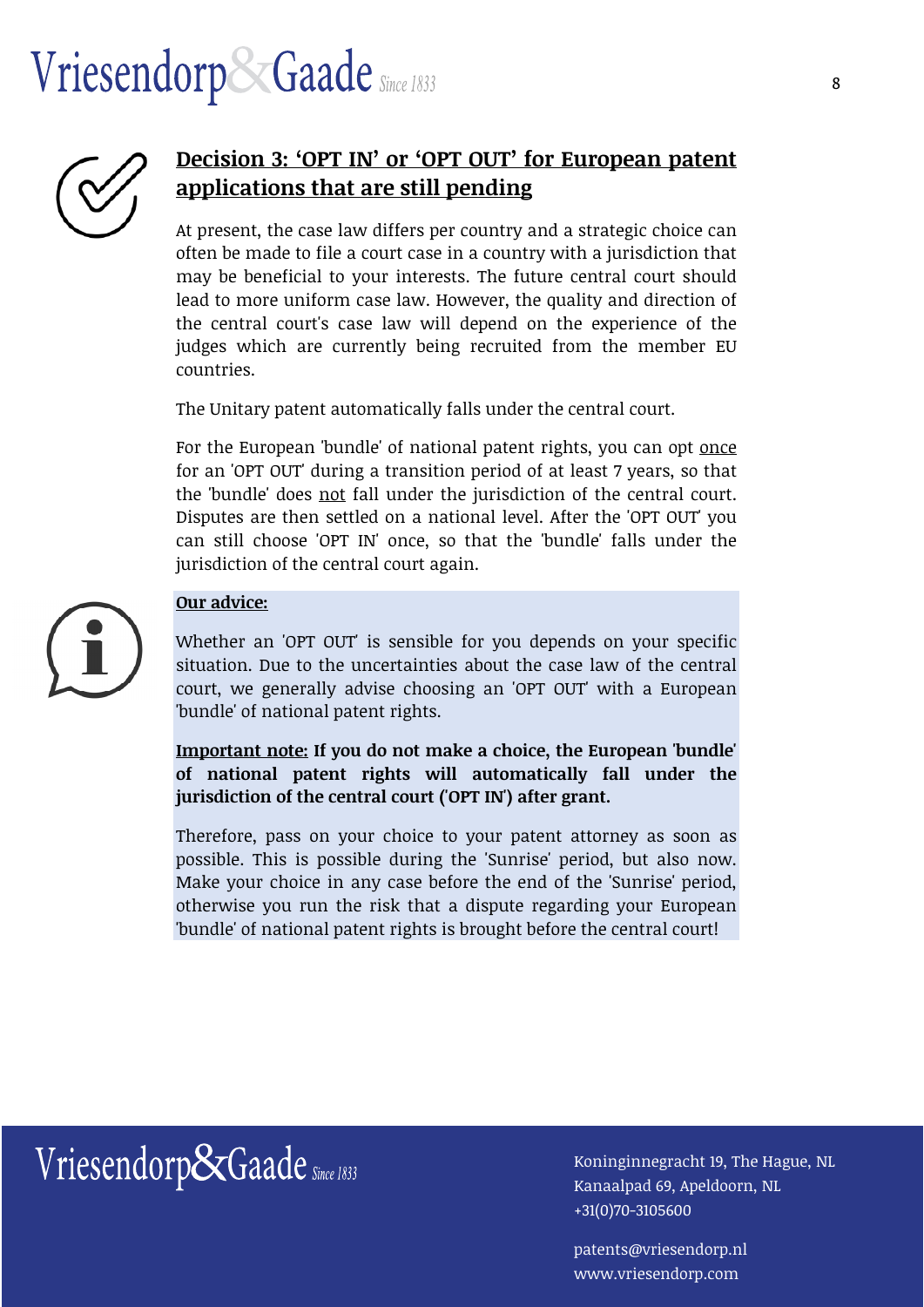## Decision 3: 'OPT IN' or 'OPT OUT' for European patent applications that are still pending

At present, the case law differs per country and a strategic choice can often be made to file a court case in a country with a jurisdiction that may be beneficial to your interests. The future central court should lead to more uniform case law. However, the quality and direction of the central court's case law will depend on the experience of the judges which are currently being recruited from the member EU countries.

The Unitary patent automatically falls under the central court.

For the European 'bundle' of national patent rights, you can opt once for an 'OPT OUT' during a transition period of at least 7 years, so that the 'bundle' does not fall under the jurisdiction of the central court. Disputes are then settled on a national level. After the 'OPT OUT' you can still choose 'OPT IN' once, so that the 'bundle' falls under the jurisdiction of the central court again.

**Our advice:**

Whether an 'OPT OUT' is sensible for you depends on your specific situation. Due to the uncertainties about the case law of the central court, we generally advise choosing an 'OPT OUT' with a European 'bundle' of national patent rights.

**Important note: If you do not make a choice, the European 'bundle' of national patent rights will automatically fall under the jurisdiction of the central court ('OPT IN') after grant.**

Therefore, pass on your choice to your patent attorney as soon as possible. This is possible during the 'Sunrise' period, but also now. Make your choice in any case before the end of the 'Sunrise' period, otherwise you run the risk that a dispute regarding your European 'bundle' of national patent rights is brought before the central court!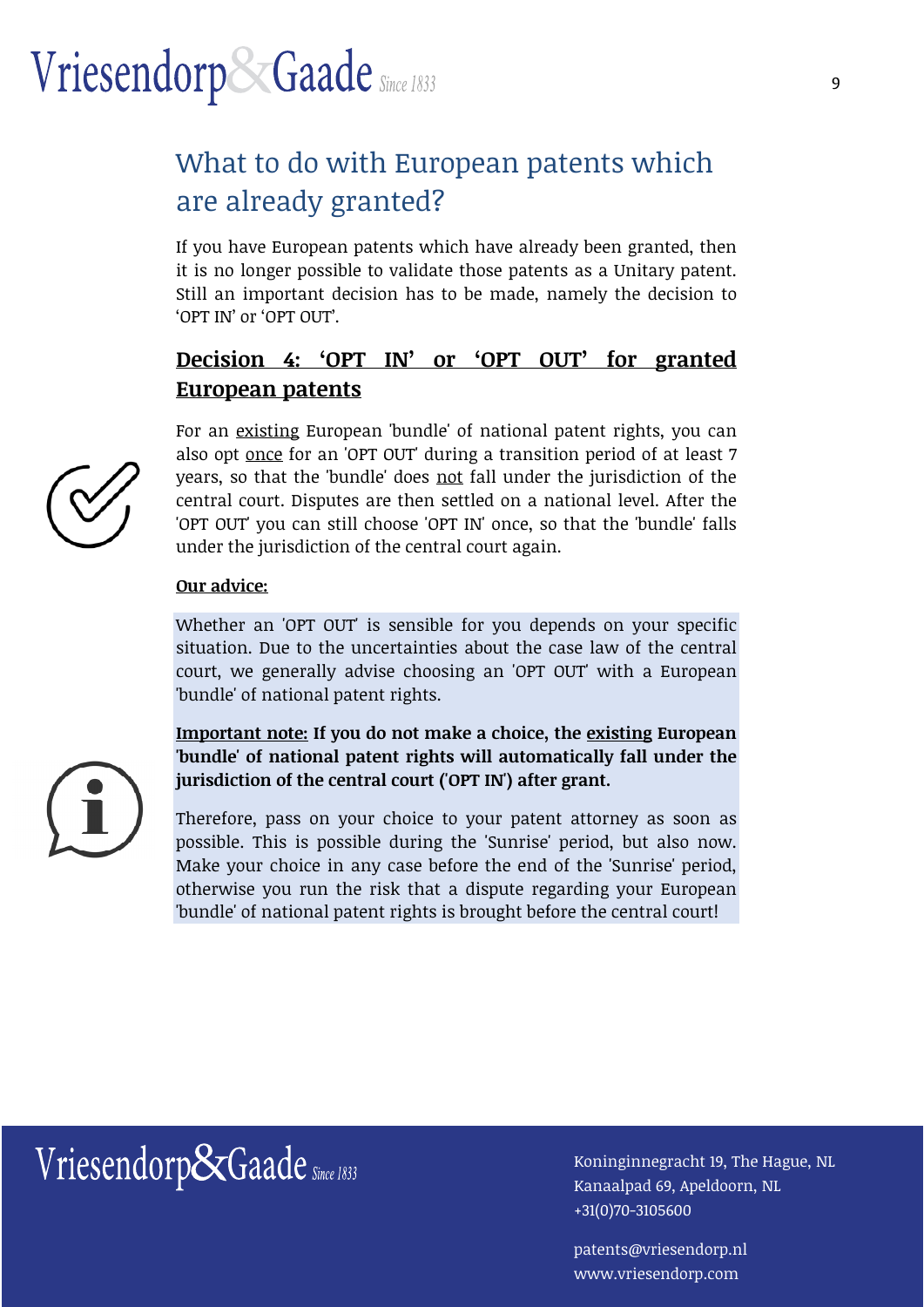## What to do with European patents which are already granted?

If you have European patents which have already been granted, then it is no longer possible to validate those patents as a Unitary patent. Still an important decision has to be made, namely the decision to 'OPT IN' or 'OPT OUT'.

### <u>**Decision 4: 'OPT IN' or 'OPT OUT' for granted European patents**</u>

For an <u>existing</u> European 'bundle' of national patent rights, you can also opt <u>once</u> for an 'OPT OUT' during a transition period of at least 7 years, so that the 'bundle' does <u>not</u> fall under the jurisdiction of the central court. Disputes are then settled on a national level. After the 'OPT OUT' you can still choose 'OPT IN' once, so that the 'bundle' falls under the jurisdiction of the central court again.

<u>**Our advice:**</u>

Whether an 'OPT OUT' is sensible for you depends on your specific situation. Due to the uncertainties about the case law of the central court, we generally advise choosing an 'OPT OUT' with a European 'bundle' of national patent rights.

**<u>Important note:</u> If you do not make a choice, the <u>existing</u> European 'bundle' of national patent rights will automatically fall under the jurisdiction of the central court ('OPT IN') after grant.**

Therefore, pass on your choice to your patent attorney as soon as possible. This is possible during the 'Sunrise' period, but also now. Make your choice in any case before the end of the 'Sunrise' period, otherwise you run the risk that a dispute regarding your European 'bundle' of national patent rights is brought before the central court!

Vriesendorp&Gaade Since 1833

Koninginnegracht 19, The Hague, NL
Kanaalpad 69, Apeldoorn, NL
+31(0)70-3105600

patents@vriesendorp.nl
www.vriesendorp.com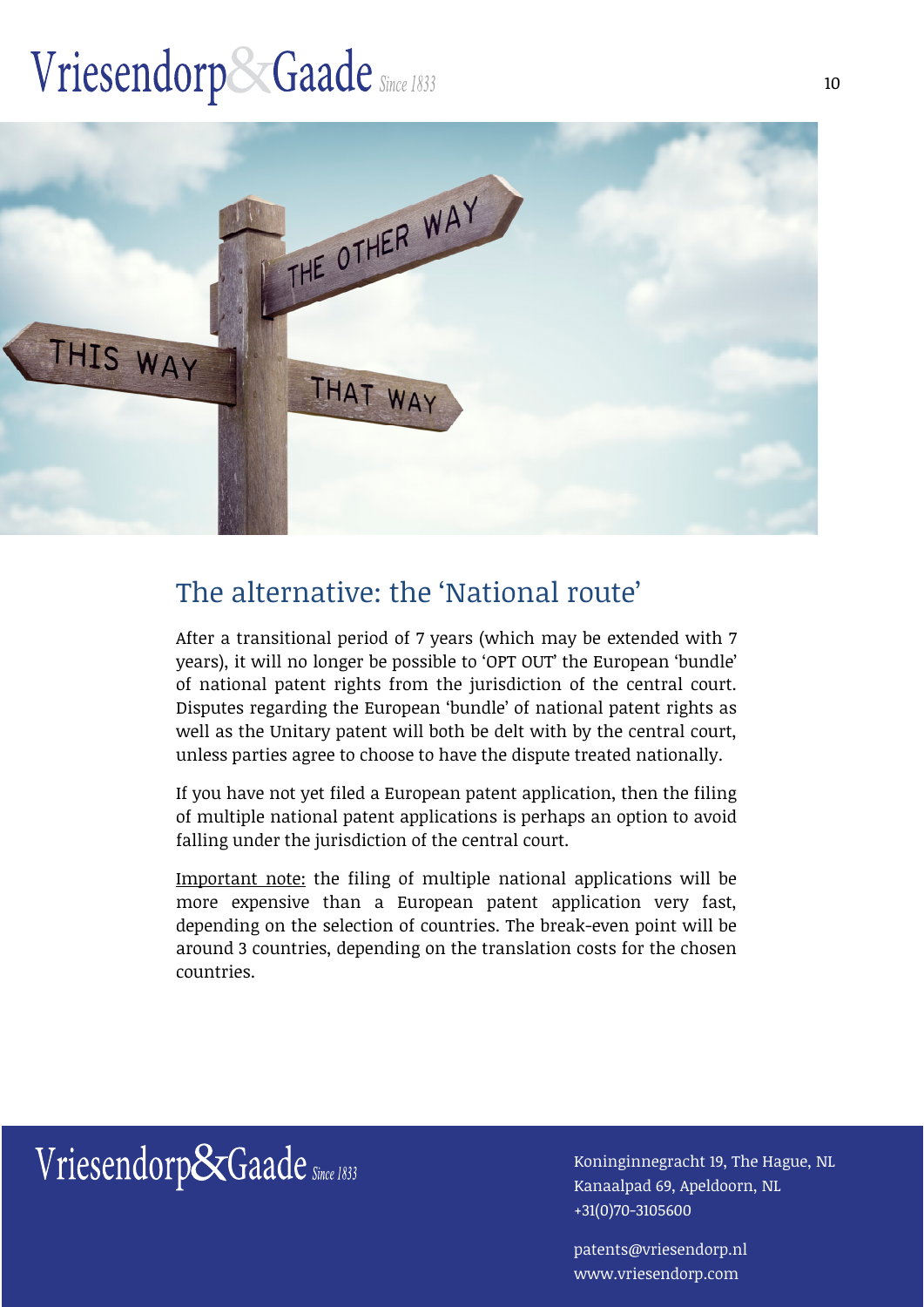## The alternative: the 'National route'

After a transitional period of 7 years (which may be extended with 7 years), it will no longer be possible to 'OPT OUT' the European 'bundle' of national patent rights from the jurisdiction of the central court. Disputes regarding the European 'bundle' of national patent rights as well as the Unitary patent will both be delt with by the central court, unless parties agree to choose to have the dispute treated nationally.

If you have not yet filed a European patent application, then the filing of multiple national patent applications is perhaps an option to avoid falling under the jurisdiction of the central court.

Important note: the filing of multiple national applications will be more expensive than a European patent application very fast, depending on the selection of countries. The break-even point will be around 3 countries, depending on the translation costs for the chosen countries.

Vriesendorp&Gaade Since 1833

Koninginnegracht 19, The Hague, NL
Kanaalpad 69, Apeldoorn, NL
+31(0)70-3105600

patents@vriesendorp.nl
www.vriesendorp.com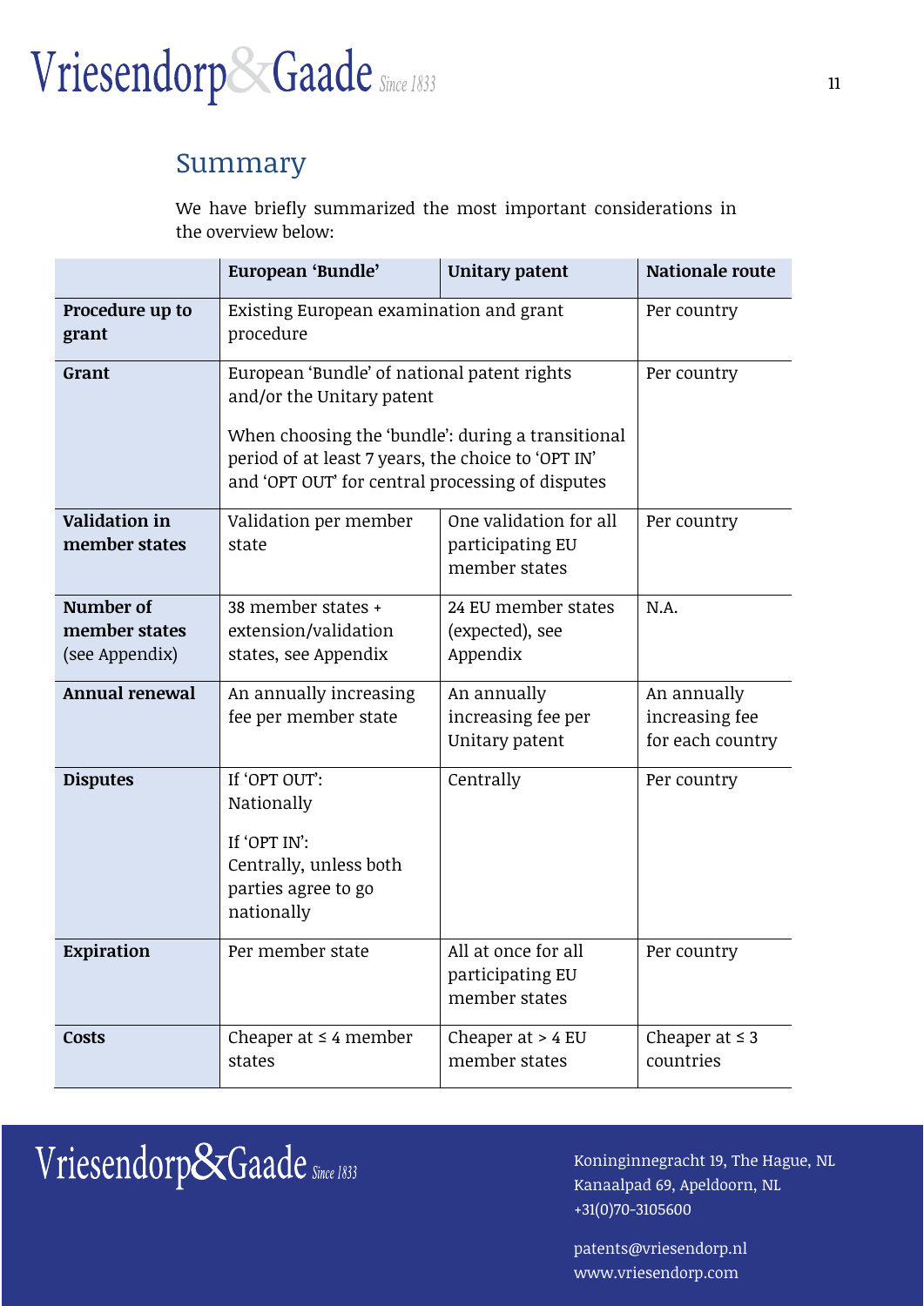## Summary

We have briefly summarized the most important considerations in the overview below:

| | European 'Bundle' | Unitary patent | Nationale route |
|---|---|---|---|
| **Procedure up to grant** | Existing European examination and grant procedure | | Per country |
| **Grant** | European 'Bundle' of national patent rights and/or the Unitary patent<br><br>When choosing the 'bundle': during a transitional period of at least 7 years, the choice to 'OPT IN' and 'OPT OUT' for central processing of disputes | | Per country |
| **Validation in member states** | Validation per member state | One validation for all participating EU member states | Per country |
| **Number of member states** (see Appendix) | 38 member states + extension/validation states, see Appendix | 24 EU member states (expected), see Appendix | N.A. |
| **Annual renewal** | An annually increasing fee per member state | An annually increasing fee per Unitary patent | An annually increasing fee for each country |
| **Disputes** | If 'OPT OUT': Nationally<br><br>If 'OPT IN': Centrally, unless both parties agree to go nationally | Centrally | Per country |
| **Expiration** | Per member state | All at once for all participating EU member states | Per country |
| **Costs** | Cheaper at ≤ 4 member states | Cheaper at > 4 EU member states | Cheaper at ≤ 3 countries |

Koninginnegracht 19, The Hague, NL
Kanaalpad 69, Apeldoorn, NL
+31(0)70-3105600

patents@vriesendorp.nl
www.vriesendorp.com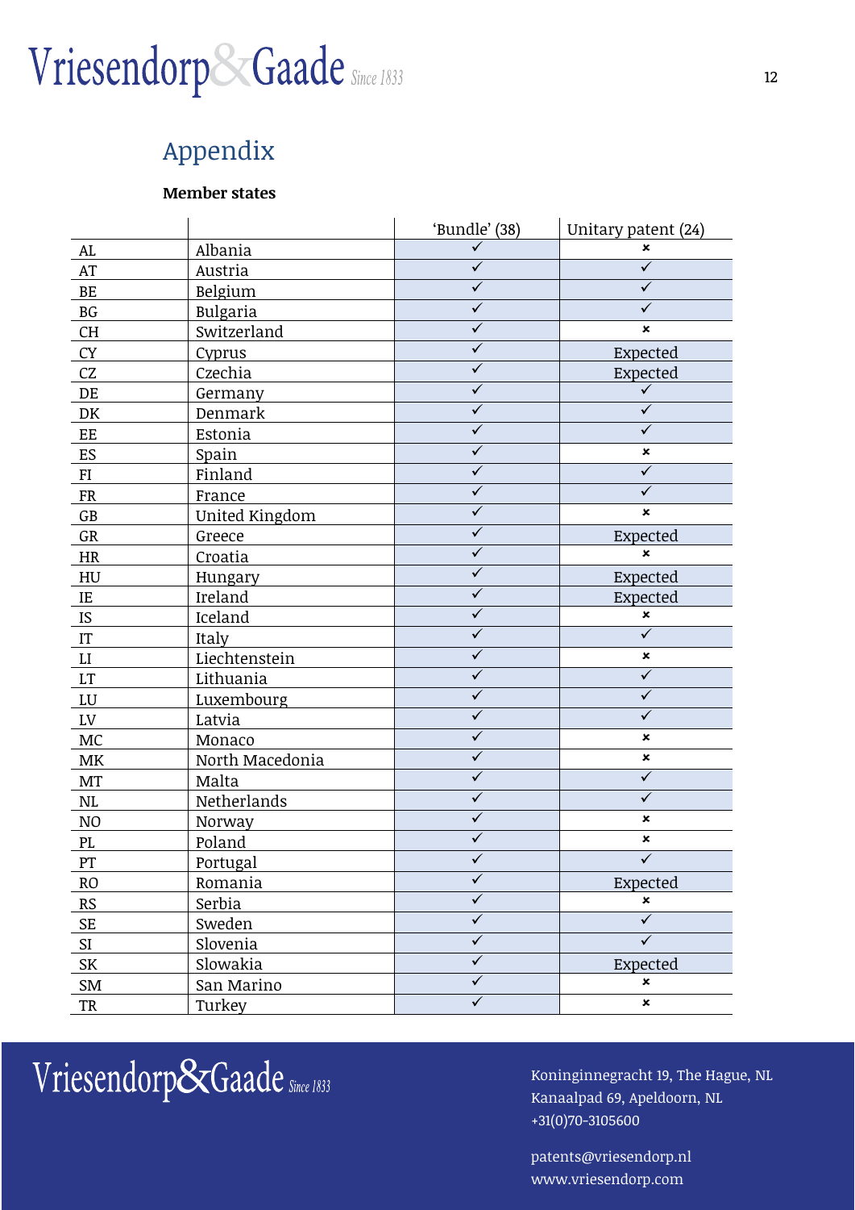## Appendix

**Member states**

| | | 'Bundle' (38) | Unitary patent (24) |
|---|---|---|---|
| AL | Albania | ✓ | × |
| AT | Austria | ✓ | ✓ |
| BE | Belgium | ✓ | ✓ |
| BG | Bulgaria | ✓ | ✓ |
| CH | Switzerland | ✓ | × |
| CY | Cyprus | ✓ | Expected |
| CZ | Czechia | ✓ | Expected |
| DE | Germany | ✓ | ✓ |
| DK | Denmark | ✓ | ✓ |
| EE | Estonia | ✓ | ✓ |
| ES | Spain | ✓ | × |
| FI | Finland | ✓ | ✓ |
| FR | France | ✓ | ✓ |
| GB | United Kingdom | ✓ | × |
| GR | Greece | ✓ | Expected |
| HR | Croatia | ✓ | × |
| HU | Hungary | ✓ | Expected |
| IE | Ireland | ✓ | Expected |
| IS | Iceland | ✓ | × |
| IT | Italy | ✓ | ✓ |
| LI | Liechtenstein | ✓ | × |
| LT | Lithuania | ✓ | ✓ |
| LU | Luxembourg | ✓ | ✓ |
| LV | Latvia | ✓ | ✓ |
| MC | Monaco | ✓ | × |
| MK | North Macedonia | ✓ | × |
| MT | Malta | ✓ | ✓ |
| NL | Netherlands | ✓ | ✓ |
| NO | Norway | ✓ | × |
| PL | Poland | ✓ | × |
| PT | Portugal | ✓ | ✓ |
| RO | Romania | ✓ | Expected |
| RS | Serbia | ✓ | × |
| SE | Sweden | ✓ | ✓ |
| SI | Slovenia | ✓ | ✓ |
| SK | Slowakia | ✓ | Expected |
| SM | San Marino | ✓ | × |
| TR | Turkey | ✓ | × |

Koninginnegracht 19, The Hague, NL
Kanaalpad 69, Apeldoorn, NL
+31(0)70-3105600

patents@vriesendorp.nl
www.vriesendorp.com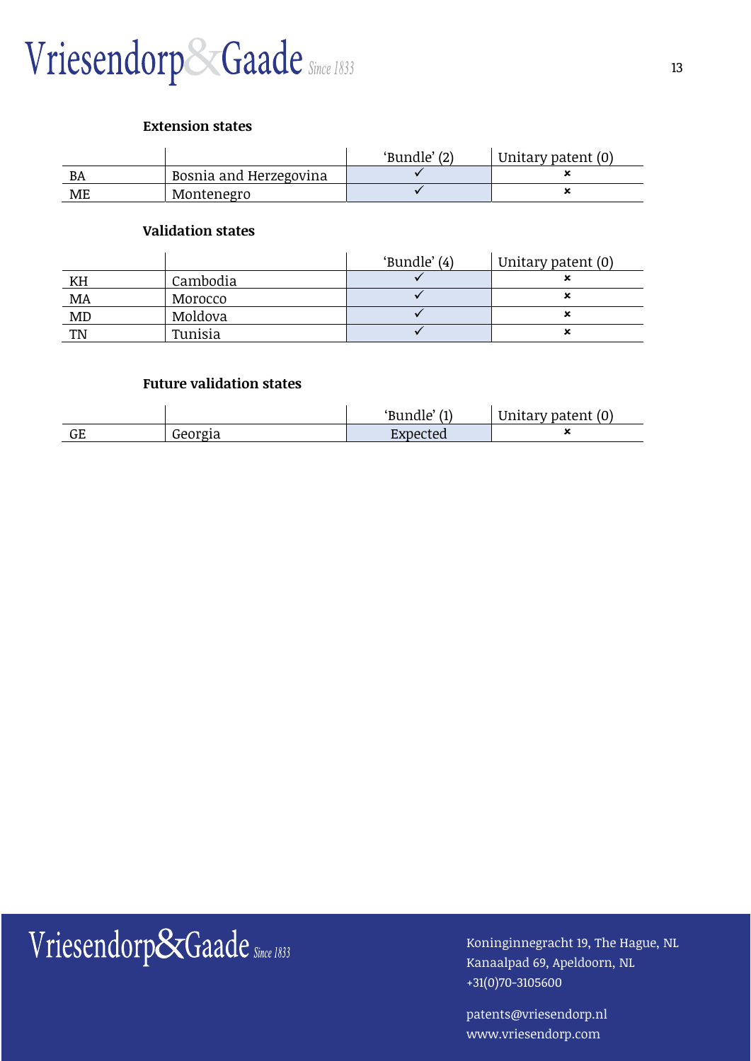**Extension states**

| | | 'Bundle' (2) | Unitary patent (0) |
|---|---|---|---|
| BA | Bosnia and Herzegovina | ✓ | × |
| ME | Montenegro | ✓ | × |

**Validation states**

| | | 'Bundle' (4) | Unitary patent (0) |
|---|---|---|---|
| KH | Cambodia | ✓ | × |
| MA | Morocco | ✓ | × |
| MD | Moldova | ✓ | × |
| TN | Tunisia | ✓ | × |

**Future validation states**

| | | 'Bundle' (1) | Unitary patent (0) |
|---|---|---|---|
| GE | Georgia | Expected | × |

Vriesendorp&Gaade Since 1833

Koninginnegracht 19, The Hague, NL
Kanaalpad 69, Apeldoorn, NL
+31(0)70-3105600

patents@vriesendorp.nl
www.vriesendorp.com